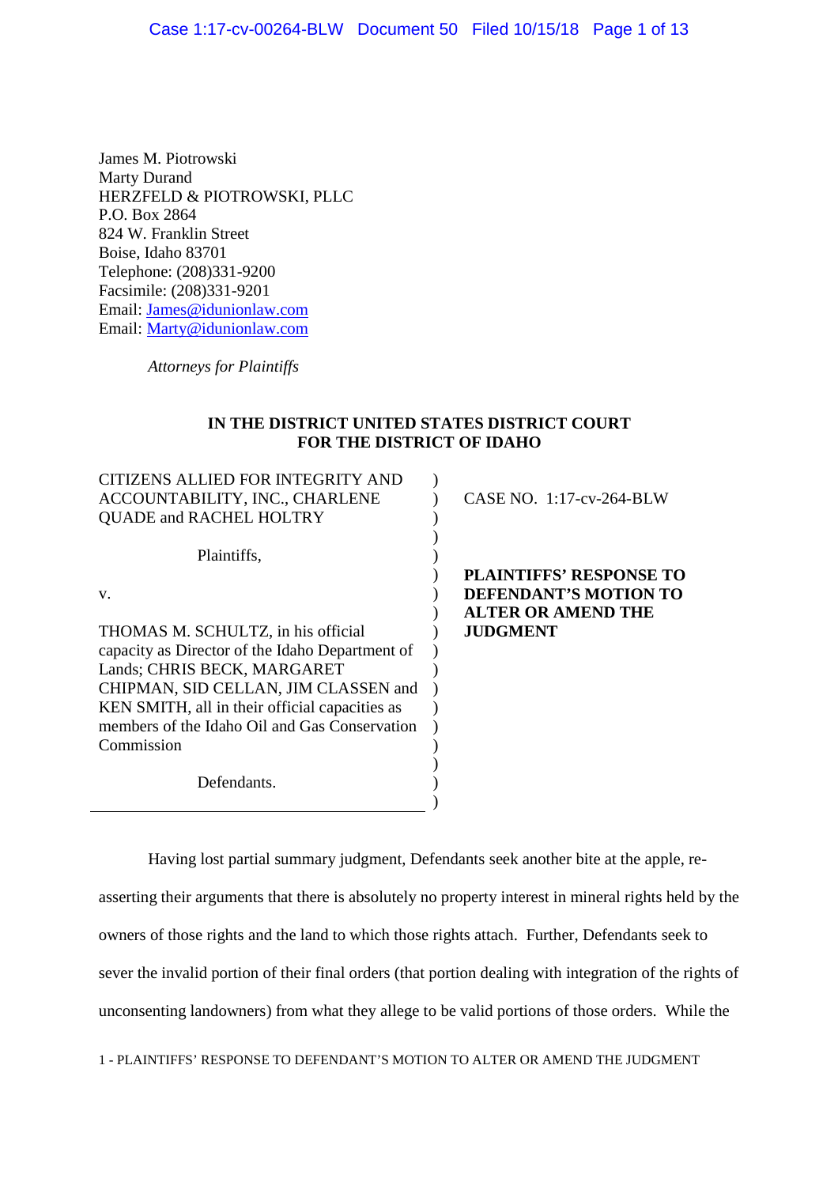James M. Piotrowski
Marty Durand
HERZFELD & PIOTROWSKI, PLLC
P.O. Box 2864
824 W. Franklin Street
Boise, Idaho 83701
Telephone: (208)331-9200
Facsimile: (208)331-9201
Email: James@idunionlaw.com
Email: Marty@idunionlaw.com

*Attorneys for Plaintiffs*

**IN THE DISTRICT UNITED STATES DISTRICT COURT FOR THE DISTRICT OF IDAHO**

| | |
|---|---|
| CITIZENS ALLIED FOR INTEGRITY AND ACCOUNTABILITY, INC., CHARLENE QUADE and RACHEL HOLTRY<br><br>Plaintiffs,<br><br>v.<br><br>THOMAS M. SCHULTZ, in his official capacity as Director of the Idaho Department of Lands; CHRIS BECK, MARGARET CHIPMAN, SID CELLAN, JIM CLASSEN and KEN SMITH, all in their official capacities as members of the Idaho Oil and Gas Conservation Commission<br><br>Defendants. | CASE NO. 1:17-cv-264-BLW<br><br>**PLAINTIFFS' RESPONSE TO DEFENDANT'S MOTION TO ALTER OR AMEND THE JUDGMENT** |

Having lost partial summary judgment, Defendants seek another bite at the apple, re-asserting their arguments that there is absolutely no property interest in mineral rights held by the owners of those rights and the land to which those rights attach. Further, Defendants seek to sever the invalid portion of their final orders (that portion dealing with integration of the rights of unconsenting landowners) from what they allege to be valid portions of those orders. While the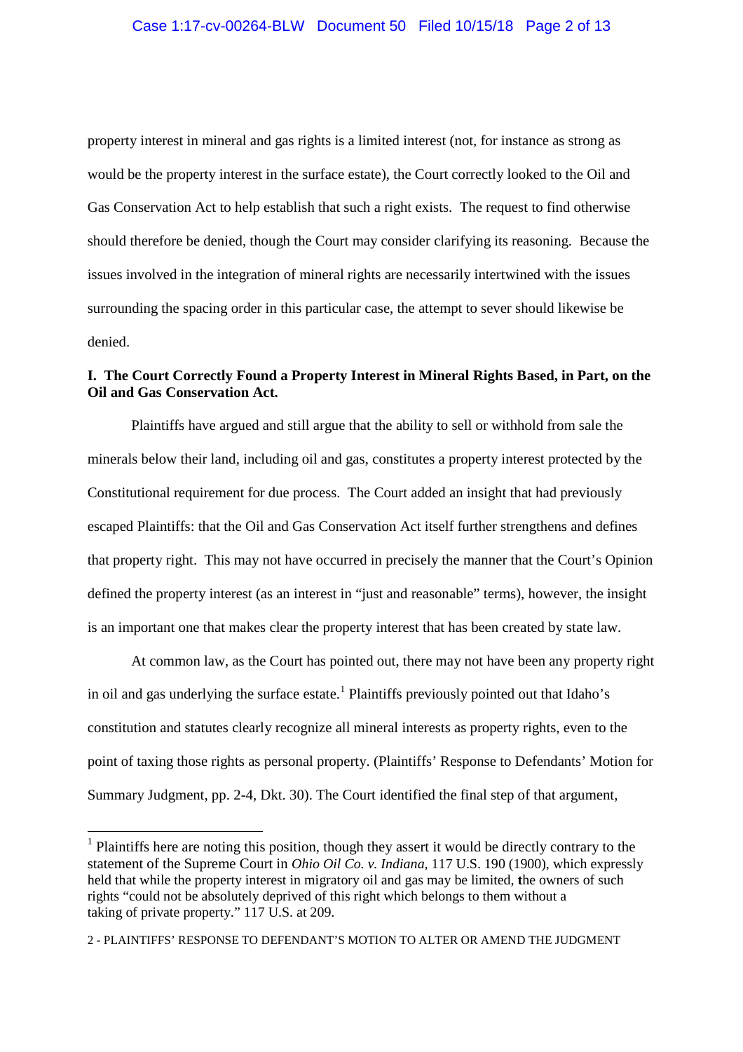property interest in mineral and gas rights is a limited interest (not, for instance as strong as would be the property interest in the surface estate), the Court correctly looked to the Oil and Gas Conservation Act to help establish that such a right exists. The request to find otherwise should therefore be denied, though the Court may consider clarifying its reasoning. Because the issues involved in the integration of mineral rights are necessarily intertwined with the issues surrounding the spacing order in this particular case, the attempt to sever should likewise be denied.

## I. The Court Correctly Found a Property Interest in Mineral Rights Based, in Part, on the Oil and Gas Conservation Act.

Plaintiffs have argued and still argue that the ability to sell or withhold from sale the minerals below their land, including oil and gas, constitutes a property interest protected by the Constitutional requirement for due process. The Court added an insight that had previously escaped Plaintiffs: that the Oil and Gas Conservation Act itself further strengthens and defines that property right. This may not have occurred in precisely the manner that the Court's Opinion defined the property interest (as an interest in "just and reasonable" terms), however, the insight is an important one that makes clear the property interest that has been created by state law.

At common law, as the Court has pointed out, there may not have been any property right in oil and gas underlying the surface estate.[1] Plaintiffs previously pointed out that Idaho's constitution and statutes clearly recognize all mineral interests as property rights, even to the point of taxing those rights as personal property. (Plaintiffs' Response to Defendants' Motion for Summary Judgment, pp. 2-4, Dkt. 30). The Court identified the final step of that argument,

---

[1] Plaintiffs here are noting this position, though they assert it would be directly contrary to the statement of the Supreme Court in *Ohio Oil Co. v. Indiana,* 117 U.S. 190 (1900), which expressly held that while the property interest in migratory oil and gas may be limited, the owners of such rights "could not be absolutely deprived of this right which belongs to them without a taking of private property." 117 U.S. at 209.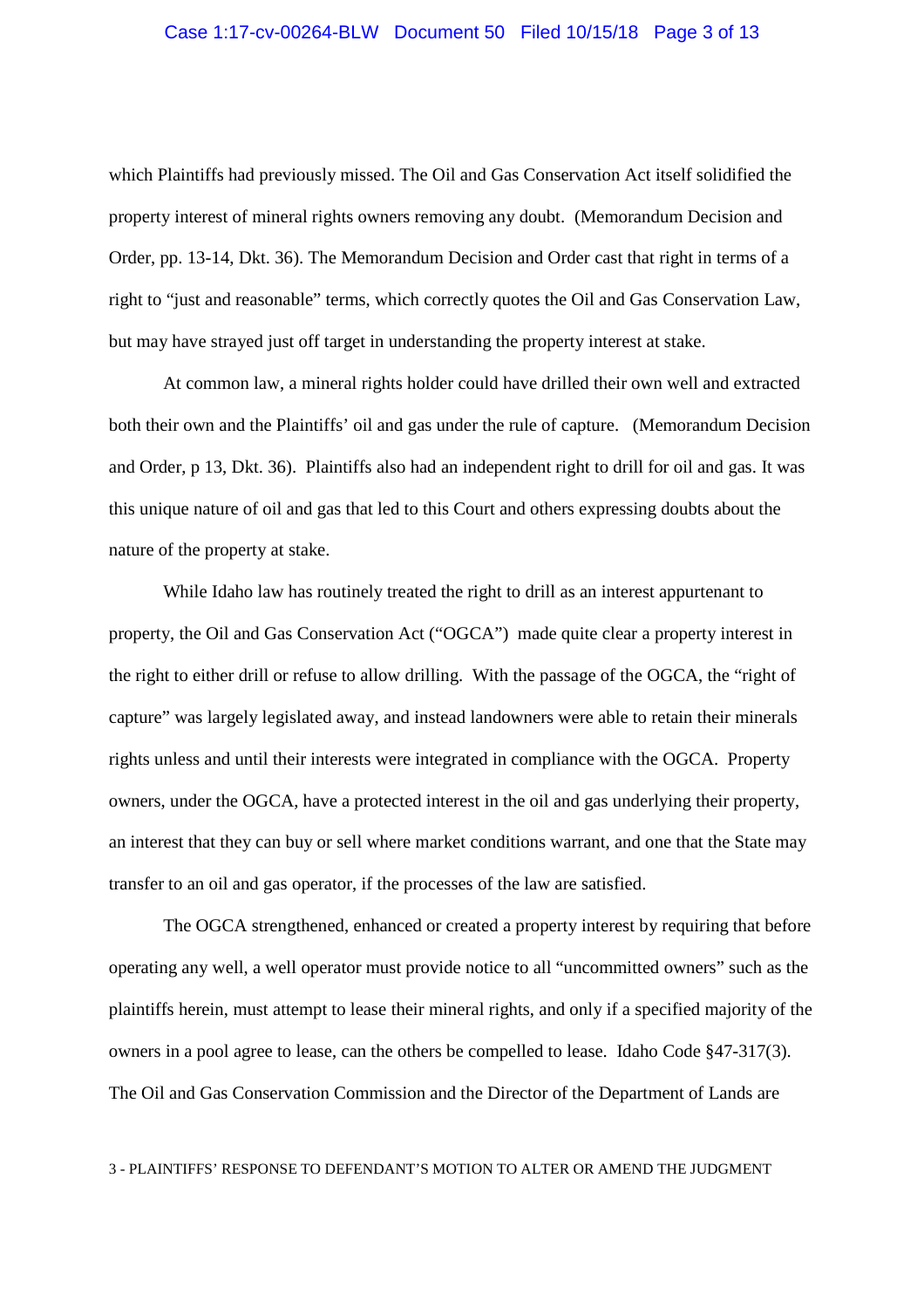which Plaintiffs had previously missed. The Oil and Gas Conservation Act itself solidified the property interest of mineral rights owners removing any doubt. (Memorandum Decision and Order, pp. 13-14, Dkt. 36). The Memorandum Decision and Order cast that right in terms of a right to "just and reasonable" terms, which correctly quotes the Oil and Gas Conservation Law, but may have strayed just off target in understanding the property interest at stake.

At common law, a mineral rights holder could have drilled their own well and extracted both their own and the Plaintiffs' oil and gas under the rule of capture. (Memorandum Decision and Order, p 13, Dkt. 36). Plaintiffs also had an independent right to drill for oil and gas. It was this unique nature of oil and gas that led to this Court and others expressing doubts about the nature of the property at stake.

While Idaho law has routinely treated the right to drill as an interest appurtenant to property, the Oil and Gas Conservation Act ("OGCA") made quite clear a property interest in the right to either drill or refuse to allow drilling. With the passage of the OGCA, the "right of capture" was largely legislated away, and instead landowners were able to retain their minerals rights unless and until their interests were integrated in compliance with the OGCA. Property owners, under the OGCA, have a protected interest in the oil and gas underlying their property, an interest that they can buy or sell where market conditions warrant, and one that the State may transfer to an oil and gas operator, if the processes of the law are satisfied.

The OGCA strengthened, enhanced or created a property interest by requiring that before operating any well, a well operator must provide notice to all "uncommitted owners" such as the plaintiffs herein, must attempt to lease their mineral rights, and only if a specified majority of the owners in a pool agree to lease, can the others be compelled to lease. Idaho Code §47-317(3). The Oil and Gas Conservation Commission and the Director of the Department of Lands are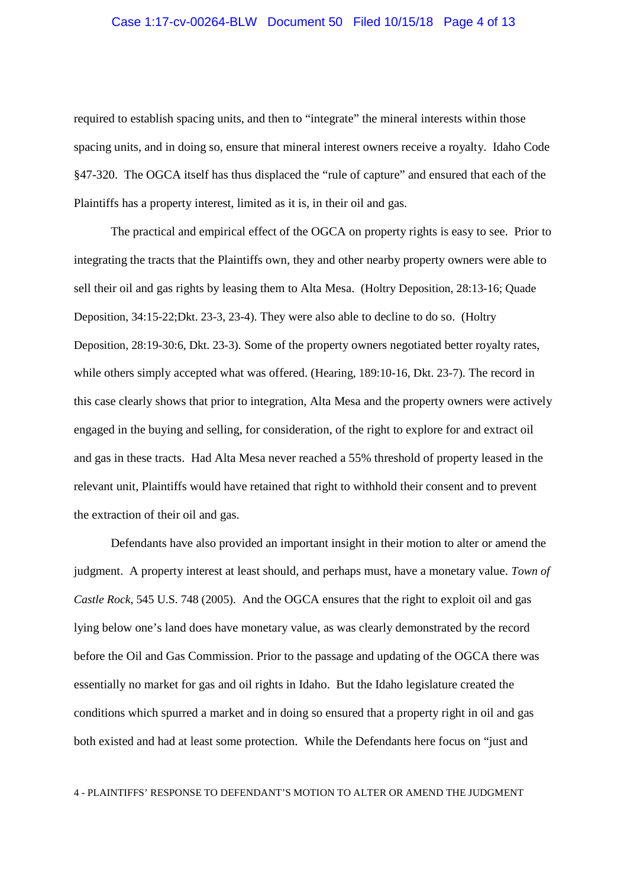required to establish spacing units, and then to "integrate" the mineral interests within those spacing units, and in doing so, ensure that mineral interest owners receive a royalty. Idaho Code §47-320. The OGCA itself has thus displaced the "rule of capture" and ensured that each of the Plaintiffs has a property interest, limited as it is, in their oil and gas.

The practical and empirical effect of the OGCA on property rights is easy to see. Prior to integrating the tracts that the Plaintiffs own, they and other nearby property owners were able to sell their oil and gas rights by leasing them to Alta Mesa. (Holtry Deposition, 28:13-16; Quade Deposition, 34:15-22;Dkt. 23-3, 23-4). They were also able to decline to do so. (Holtry Deposition, 28:19-30:6, Dkt. 23-3). Some of the property owners negotiated better royalty rates, while others simply accepted what was offered. (Hearing, 189:10-16, Dkt. 23-7). The record in this case clearly shows that prior to integration, Alta Mesa and the property owners were actively engaged in the buying and selling, for consideration, of the right to explore for and extract oil and gas in these tracts. Had Alta Mesa never reached a 55% threshold of property leased in the relevant unit, Plaintiffs would have retained that right to withhold their consent and to prevent the extraction of their oil and gas.

Defendants have also provided an important insight in their motion to alter or amend the judgment. A property interest at least should, and perhaps must, have a monetary value. *Town of Castle Rock*, 545 U.S. 748 (2005). And the OGCA ensures that the right to exploit oil and gas lying below one's land does have monetary value, as was clearly demonstrated by the record before the Oil and Gas Commission. Prior to the passage and updating of the OGCA there was essentially no market for gas and oil rights in Idaho. But the Idaho legislature created the conditions which spurred a market and in doing so ensured that a property right in oil and gas both existed and had at least some protection. While the Defendants here focus on "just and

4 - PLAINTIFFS' RESPONSE TO DEFENDANT'S MOTION TO ALTER OR AMEND THE JUDGMENT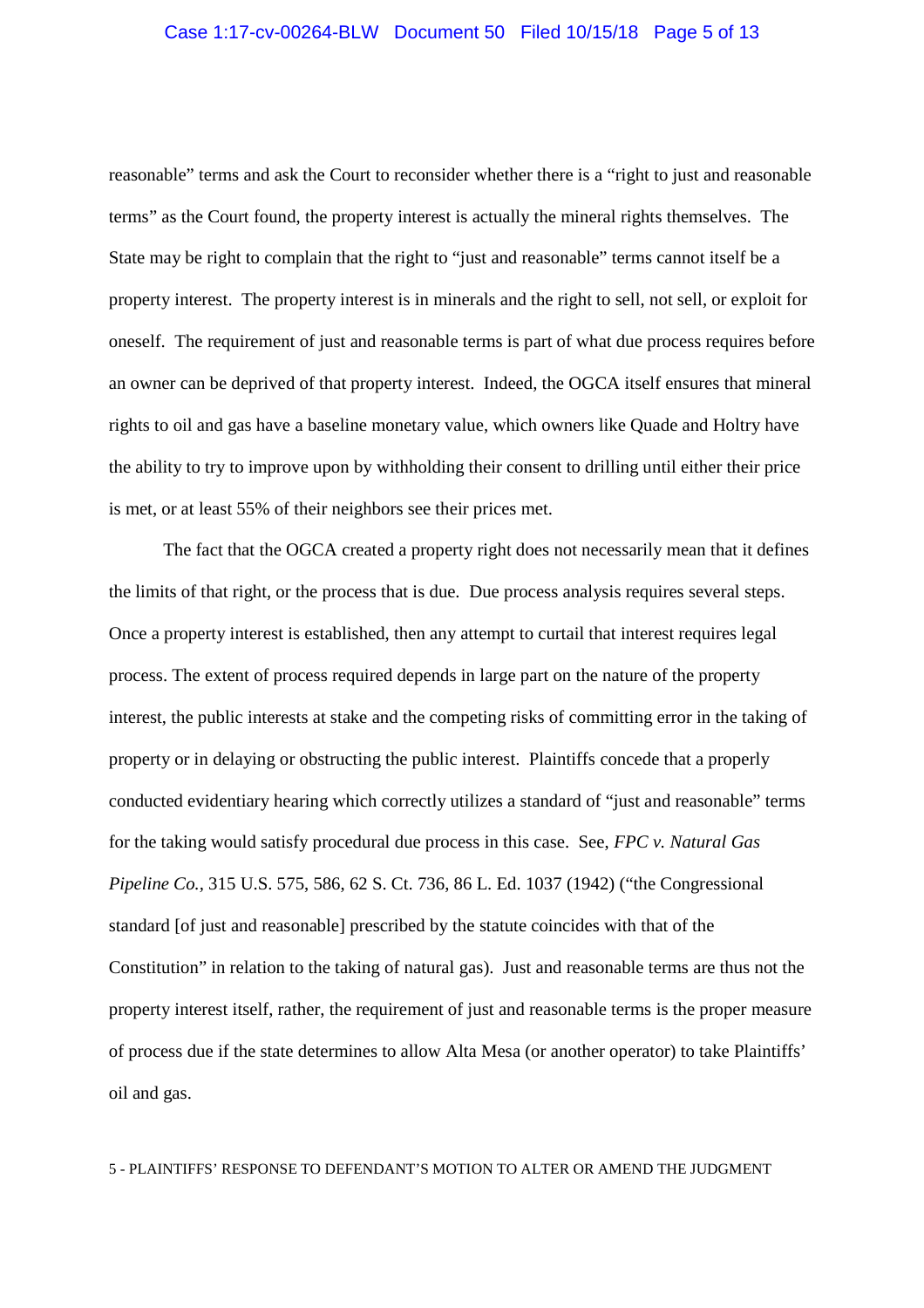reasonable" terms and ask the Court to reconsider whether there is a "right to just and reasonable terms" as the Court found, the property interest is actually the mineral rights themselves. The State may be right to complain that the right to "just and reasonable" terms cannot itself be a property interest. The property interest is in minerals and the right to sell, not sell, or exploit for oneself. The requirement of just and reasonable terms is part of what due process requires before an owner can be deprived of that property interest. Indeed, the OGCA itself ensures that mineral rights to oil and gas have a baseline monetary value, which owners like Quade and Holtry have the ability to try to improve upon by withholding their consent to drilling until either their price is met, or at least 55% of their neighbors see their prices met.

The fact that the OGCA created a property right does not necessarily mean that it defines the limits of that right, or the process that is due. Due process analysis requires several steps. Once a property interest is established, then any attempt to curtail that interest requires legal process. The extent of process required depends in large part on the nature of the property interest, the public interests at stake and the competing risks of committing error in the taking of property or in delaying or obstructing the public interest. Plaintiffs concede that a properly conducted evidentiary hearing which correctly utilizes a standard of "just and reasonable" terms for the taking would satisfy procedural due process in this case. See, *FPC v. Natural Gas Pipeline Co.*, 315 U.S. 575, 586, 62 S. Ct. 736, 86 L. Ed. 1037 (1942) ("the Congressional standard [of just and reasonable] prescribed by the statute coincides with that of the Constitution" in relation to the taking of natural gas). Just and reasonable terms are thus not the property interest itself, rather, the requirement of just and reasonable terms is the proper measure of process due if the state determines to allow Alta Mesa (or another operator) to take Plaintiffs' oil and gas.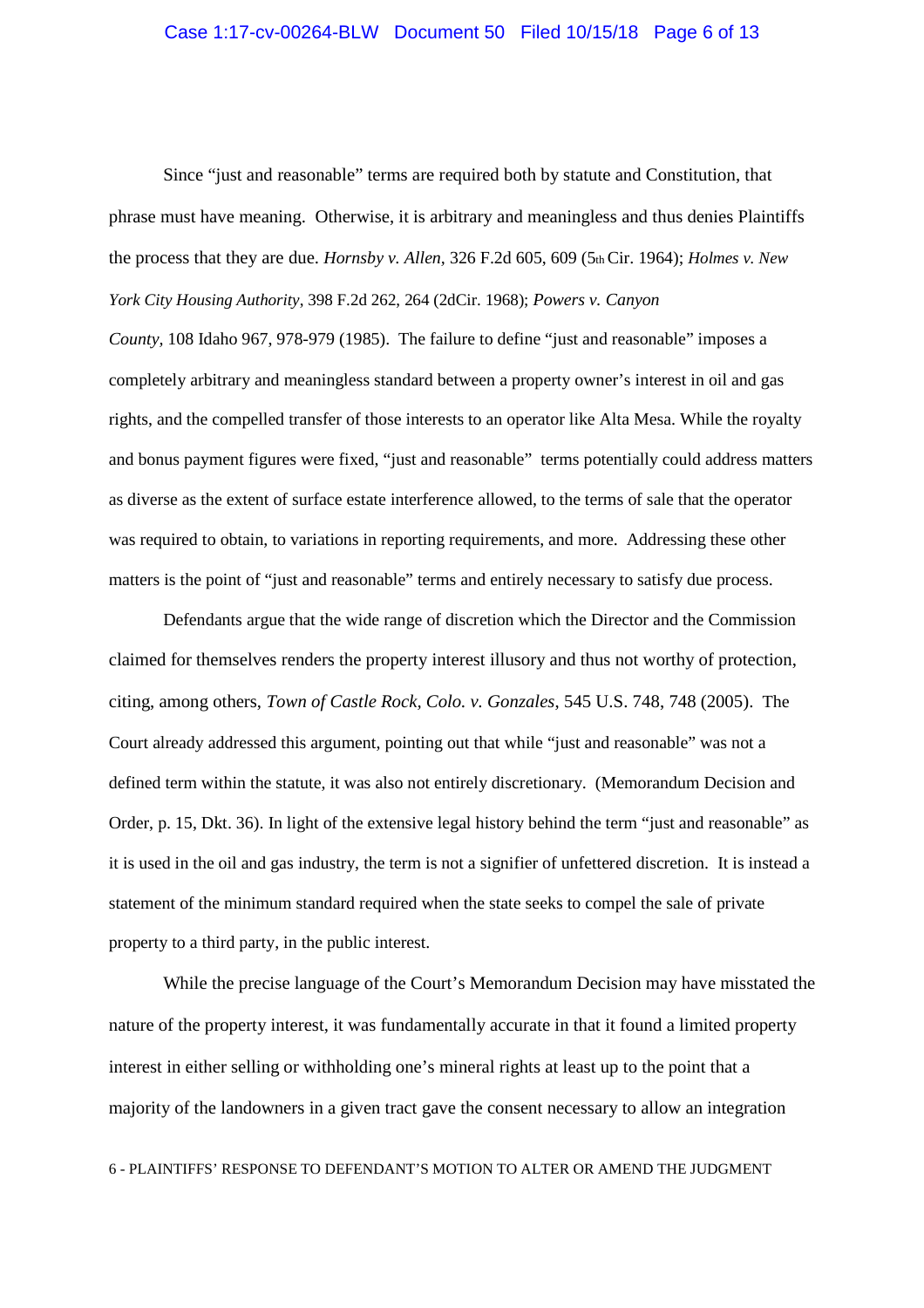Since "just and reasonable" terms are required both by statute and Constitution, that phrase must have meaning. Otherwise, it is arbitrary and meaningless and thus denies Plaintiffs the process that they are due. *Hornsby v. Allen,* 326 F.2d 605, 609 (5th Cir. 1964); *Holmes v. New York City Housing Authority*, 398 F.2d 262, 264 (2dCir. 1968); *Powers v. Canyon County,* 108 Idaho 967, 978-979 (1985). The failure to define "just and reasonable" imposes a completely arbitrary and meaningless standard between a property owner's interest in oil and gas rights, and the compelled transfer of those interests to an operator like Alta Mesa. While the royalty and bonus payment figures were fixed, "just and reasonable" terms potentially could address matters as diverse as the extent of surface estate interference allowed, to the terms of sale that the operator was required to obtain, to variations in reporting requirements, and more. Addressing these other matters is the point of "just and reasonable" terms and entirely necessary to satisfy due process.

Defendants argue that the wide range of discretion which the Director and the Commission claimed for themselves renders the property interest illusory and thus not worthy of protection, citing, among others, *Town of Castle Rock, Colo. v. Gonzales*, 545 U.S. 748, 748 (2005). The Court already addressed this argument, pointing out that while "just and reasonable" was not a defined term within the statute, it was also not entirely discretionary. (Memorandum Decision and Order, p. 15, Dkt. 36). In light of the extensive legal history behind the term "just and reasonable" as it is used in the oil and gas industry, the term is not a signifier of unfettered discretion. It is instead a statement of the minimum standard required when the state seeks to compel the sale of private property to a third party, in the public interest.

While the precise language of the Court's Memorandum Decision may have misstated the nature of the property interest, it was fundamentally accurate in that it found a limited property interest in either selling or withholding one's mineral rights at least up to the point that a majority of the landowners in a given tract gave the consent necessary to allow an integration

6 - PLAINTIFFS' RESPONSE TO DEFENDANT'S MOTION TO ALTER OR AMEND THE JUDGMENT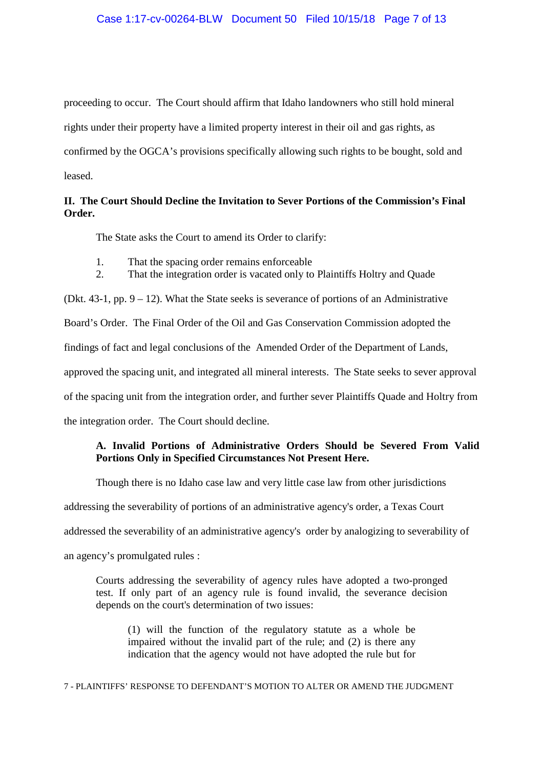proceeding to occur. The Court should affirm that Idaho landowners who still hold mineral rights under their property have a limited property interest in their oil and gas rights, as confirmed by the OGCA's provisions specifically allowing such rights to be bought, sold and leased.

## II. The Court Should Decline the Invitation to Sever Portions of the Commission's Final Order.

The State asks the Court to amend its Order to clarify:

1. That the spacing order remains enforceable
2. That the integration order is vacated only to Plaintiffs Holtry and Quade

(Dkt. 43-1, pp. 9 – 12). What the State seeks is severance of portions of an Administrative Board's Order. The Final Order of the Oil and Gas Conservation Commission adopted the findings of fact and legal conclusions of the Amended Order of the Department of Lands, approved the spacing unit, and integrated all mineral interests. The State seeks to sever approval of the spacing unit from the integration order, and further sever Plaintiffs Quade and Holtry from the integration order. The Court should decline.

### A. Invalid Portions of Administrative Orders Should be Severed From Valid Portions Only in Specified Circumstances Not Present Here.

Though there is no Idaho case law and very little case law from other jurisdictions addressing the severability of portions of an administrative agency's order, a Texas Court addressed the severability of an administrative agency's order by analogizing to severability of an agency's promulgated rules :

> Courts addressing the severability of agency rules have adopted a two-pronged test. If only part of an agency rule is found invalid, the severance decision depends on the court's determination of two issues:
>
> > (1) will the function of the regulatory statute as a whole be impaired without the invalid part of the rule; and (2) is there any indication that the agency would not have adopted the rule but for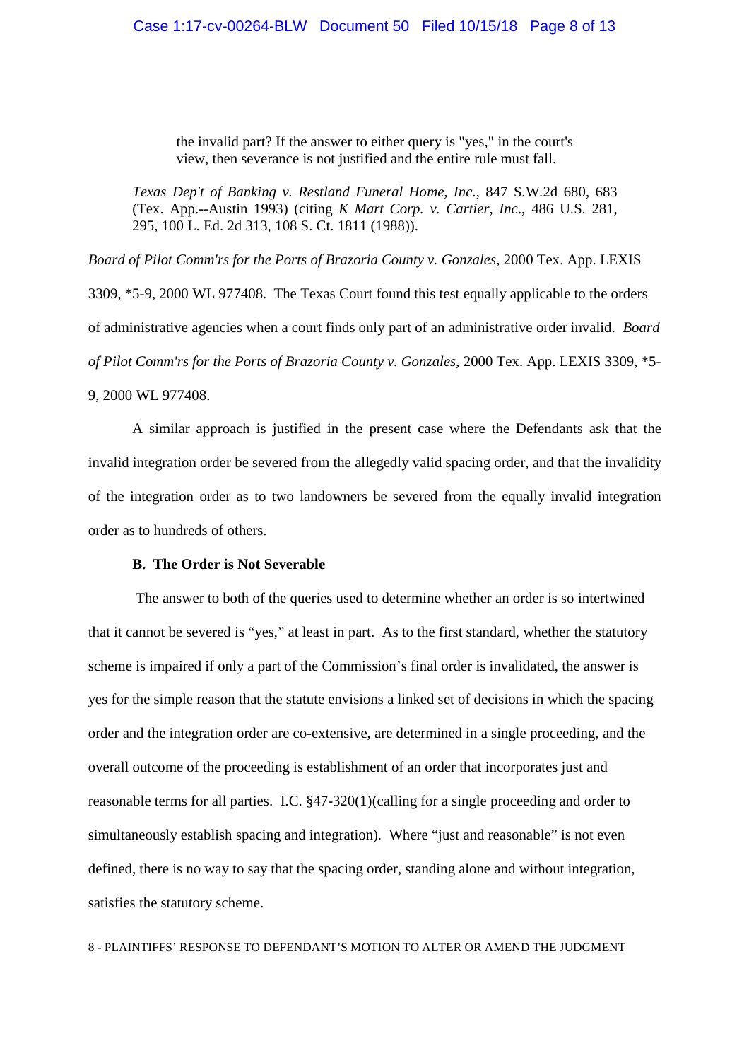> the invalid part? If the answer to either query is "yes," in the court's view, then severance is not justified and the entire rule must fall.
>
> *Texas Dep't of Banking v. Restland Funeral Home, Inc.*, 847 S.W.2d 680, 683 (Tex. App.--Austin 1993) (citing *K Mart Corp. v. Cartier, Inc*., 486 U.S. 281, 295, 100 L. Ed. 2d 313, 108 S. Ct. 1811 (1988)).

*Board of Pilot Comm'rs for the Ports of Brazoria County v. Gonzales*, 2000 Tex. App. LEXIS 3309, *5-9, 2000 WL 977408. The Texas Court found this test equally applicable to the orders of administrative agencies when a court finds only part of an administrative order invalid. *Board of Pilot Comm'rs for the Ports of Brazoria County v. Gonzales*, 2000 Tex. App. LEXIS 3309, *5-9, 2000 WL 977408.

A similar approach is justified in the present case where the Defendants ask that the invalid integration order be severed from the allegedly valid spacing order, and that the invalidity of the integration order as to two landowners be severed from the equally invalid integration order as to hundreds of others.

### B. The Order is Not Severable

The answer to both of the queries used to determine whether an order is so intertwined that it cannot be severed is "yes," at least in part. As to the first standard, whether the statutory scheme is impaired if only a part of the Commission's final order is invalidated, the answer is yes for the simple reason that the statute envisions a linked set of decisions in which the spacing order and the integration order are co-extensive, are determined in a single proceeding, and the overall outcome of the proceeding is establishment of an order that incorporates just and reasonable terms for all parties. I.C. §47-320(1)(calling for a single proceeding and order to simultaneously establish spacing and integration). Where "just and reasonable" is not even defined, there is no way to say that the spacing order, standing alone and without integration, satisfies the statutory scheme.

8 - PLAINTIFFS' RESPONSE TO DEFENDANT'S MOTION TO ALTER OR AMEND THE JUDGMENT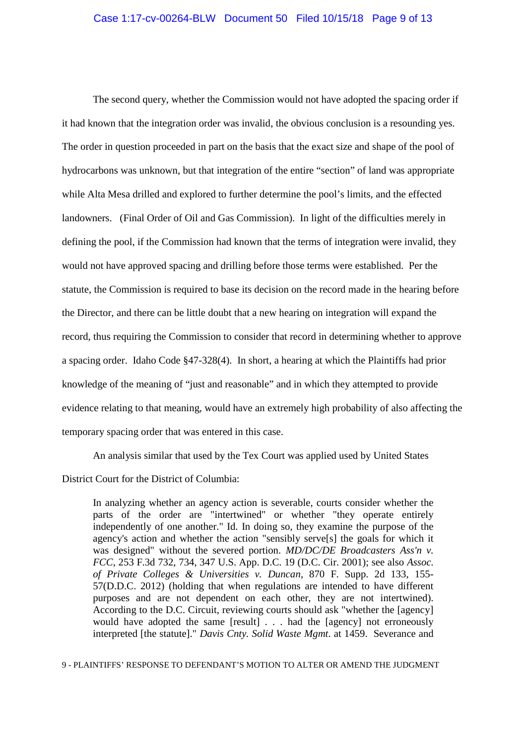The second query, whether the Commission would not have adopted the spacing order if it had known that the integration order was invalid, the obvious conclusion is a resounding yes. The order in question proceeded in part on the basis that the exact size and shape of the pool of hydrocarbons was unknown, but that integration of the entire "section" of land was appropriate while Alta Mesa drilled and explored to further determine the pool's limits, and the effected landowners. (Final Order of Oil and Gas Commission). In light of the difficulties merely in defining the pool, if the Commission had known that the terms of integration were invalid, they would not have approved spacing and drilling before those terms were established. Per the statute, the Commission is required to base its decision on the record made in the hearing before the Director, and there can be little doubt that a new hearing on integration will expand the record, thus requiring the Commission to consider that record in determining whether to approve a spacing order. Idaho Code §47-328(4). In short, a hearing at which the Plaintiffs had prior knowledge of the meaning of "just and reasonable" and in which they attempted to provide evidence relating to that meaning, would have an extremely high probability of also affecting the temporary spacing order that was entered in this case.

An analysis similar that used by the Tex Court was applied used by United States District Court for the District of Columbia:

> In analyzing whether an agency action is severable, courts consider whether the parts of the order are "intertwined" or whether "they operate entirely independently of one another." Id. In doing so, they examine the purpose of the agency's action and whether the action "sensibly serve[s] the goals for which it was designed" without the severed portion. *MD/DC/DE Broadcasters Ass'n v. FCC*, 253 F.3d 732, 734, 347 U.S. App. D.C. 19 (D.C. Cir. 2001); see also *Assoc. of Private Colleges & Universities v. Duncan*, 870 F. Supp. 2d 133, 155-57(D.D.C. 2012) (holding that when regulations are intended to have different purposes and are not dependent on each other, they are not intertwined). According to the D.C. Circuit, reviewing courts should ask "whether the [agency] would have adopted the same [result] . . . had the [agency] not erroneously interpreted [the statute]." *Davis Cnty. Solid Waste Mgmt*. at 1459. Severance and

9 - PLAINTIFFS' RESPONSE TO DEFENDANT'S MOTION TO ALTER OR AMEND THE JUDGMENT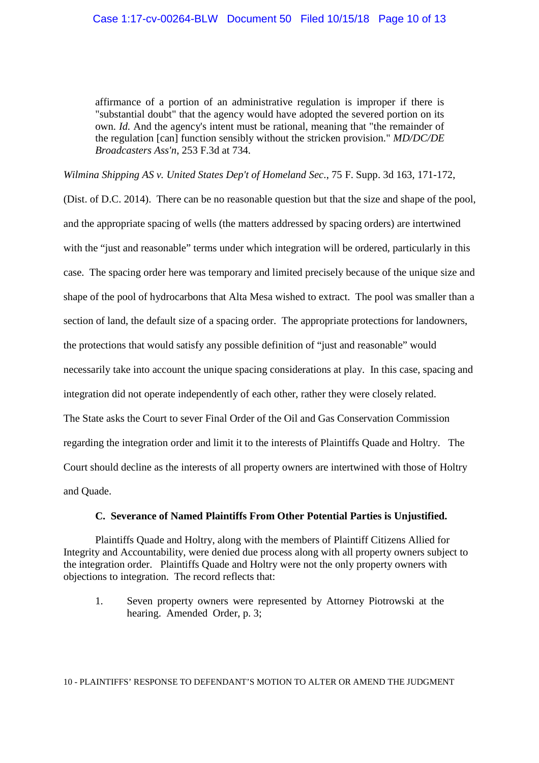> affirmance of a portion of an administrative regulation is improper if there is "substantial doubt" that the agency would have adopted the severed portion on its own. *Id.* And the agency's intent must be rational, meaning that "the remainder of the regulation [can] function sensibly without the stricken provision." *MD/DC/DE Broadcasters Ass'n*, 253 F.3d at 734.

*Wilmina Shipping AS v. United States Dep't of Homeland Sec*., 75 F. Supp. 3d 163, 171-172, (Dist. of D.C. 2014). There can be no reasonable question but that the size and shape of the pool, and the appropriate spacing of wells (the matters addressed by spacing orders) are intertwined with the "just and reasonable" terms under which integration will be ordered, particularly in this case. The spacing order here was temporary and limited precisely because of the unique size and shape of the pool of hydrocarbons that Alta Mesa wished to extract. The pool was smaller than a section of land, the default size of a spacing order. The appropriate protections for landowners, the protections that would satisfy any possible definition of "just and reasonable" would necessarily take into account the unique spacing considerations at play. In this case, spacing and integration did not operate independently of each other, rather they were closely related. The State asks the Court to sever Final Order of the Oil and Gas Conservation Commission regarding the integration order and limit it to the interests of Plaintiffs Quade and Holtry. The Court should decline as the interests of all property owners are intertwined with those of Holtry and Quade.

### C. Severance of Named Plaintiffs From Other Potential Parties is Unjustified.

Plaintiffs Quade and Holtry, along with the members of Plaintiff Citizens Allied for Integrity and Accountability, were denied due process along with all property owners subject to the integration order. Plaintiffs Quade and Holtry were not the only property owners with objections to integration. The record reflects that:

1. Seven property owners were represented by Attorney Piotrowski at the hearing. Amended Order, p. 3;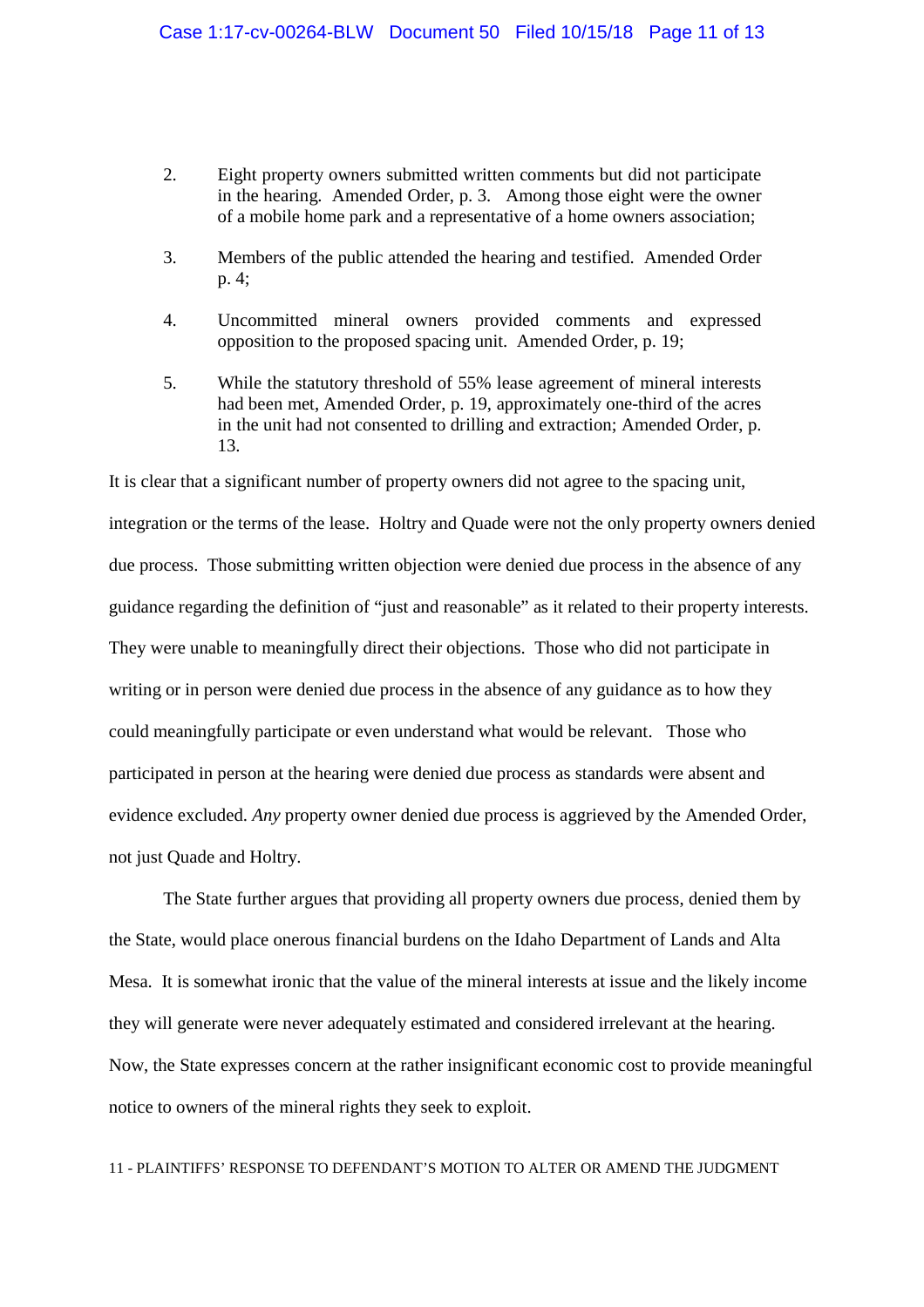2. Eight property owners submitted written comments but did not participate in the hearing. Amended Order, p. 3. Among those eight were the owner of a mobile home park and a representative of a home owners association;

3. Members of the public attended the hearing and testified. Amended Order p. 4;

4. Uncommitted mineral owners provided comments and expressed opposition to the proposed spacing unit. Amended Order, p. 19;

5. While the statutory threshold of 55% lease agreement of mineral interests had been met, Amended Order, p. 19, approximately one-third of the acres in the unit had not consented to drilling and extraction; Amended Order, p. 13.

It is clear that a significant number of property owners did not agree to the spacing unit, integration or the terms of the lease. Holtry and Quade were not the only property owners denied due process. Those submitting written objection were denied due process in the absence of any guidance regarding the definition of "just and reasonable" as it related to their property interests. They were unable to meaningfully direct their objections. Those who did not participate in writing or in person were denied due process in the absence of any guidance as to how they could meaningfully participate or even understand what would be relevant. Those who participated in person at the hearing were denied due process as standards were absent and evidence excluded. *Any* property owner denied due process is aggrieved by the Amended Order, not just Quade and Holtry.

The State further argues that providing all property owners due process, denied them by the State, would place onerous financial burdens on the Idaho Department of Lands and Alta Mesa. It is somewhat ironic that the value of the mineral interests at issue and the likely income they will generate were never adequately estimated and considered irrelevant at the hearing. Now, the State expresses concern at the rather insignificant economic cost to provide meaningful notice to owners of the mineral rights they seek to exploit.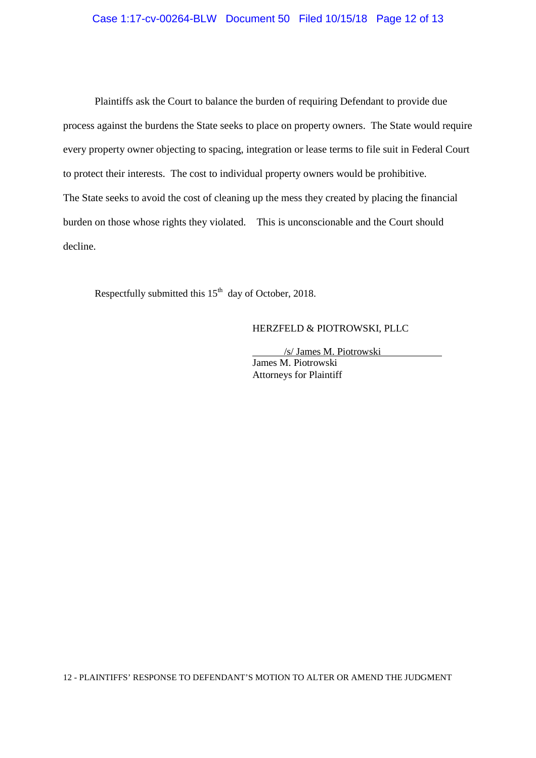Plaintiffs ask the Court to balance the burden of requiring Defendant to provide due process against the burdens the State seeks to place on property owners. The State would require every property owner objecting to spacing, integration or lease terms to file suit in Federal Court to protect their interests. The cost to individual property owners would be prohibitive. The State seeks to avoid the cost of cleaning up the mess they created by placing the financial burden on those whose rights they violated. This is unconscionable and the Court should decline.

Respectfully submitted this 15th day of October, 2018.

HERZFELD & PIOTROWSKI, PLLC

/s/ James M. Piotrowski
James M. Piotrowski
Attorneys for Plaintiff

12 - PLAINTIFFS' RESPONSE TO DEFENDANT'S MOTION TO ALTER OR AMEND THE JUDGMENT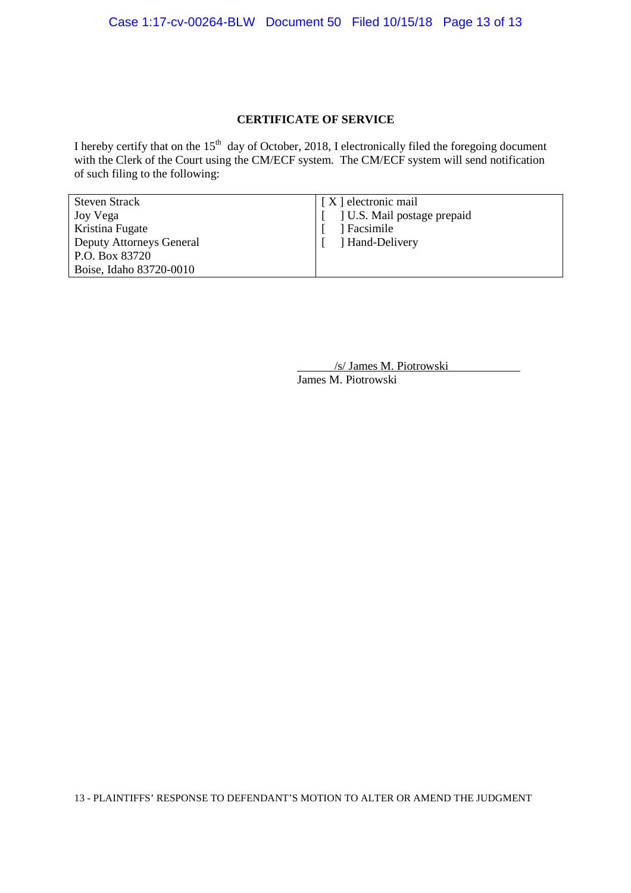**CERTIFICATE OF SERVICE**

I hereby certify that on the 15th day of October, 2018, I electronically filed the foregoing document with the Clerk of the Court using the CM/ECF system. The CM/ECF system will send notification of such filing to the following:

| | |
|---|---|
| Steven Strack<br>Joy Vega<br>Kristina Fugate<br>Deputy Attorneys General<br>P.O. Box 83720<br>Boise, Idaho 83720-0010 | [ X ] electronic mail<br>[ ] U.S. Mail postage prepaid<br>[ ] Facsimile<br>[ ] Hand-Delivery |

/s/ James M. Piotrowski
James M. Piotrowski

13 - PLAINTIFFS' RESPONSE TO DEFENDANT'S MOTION TO ALTER OR AMEND THE JUDGMENT